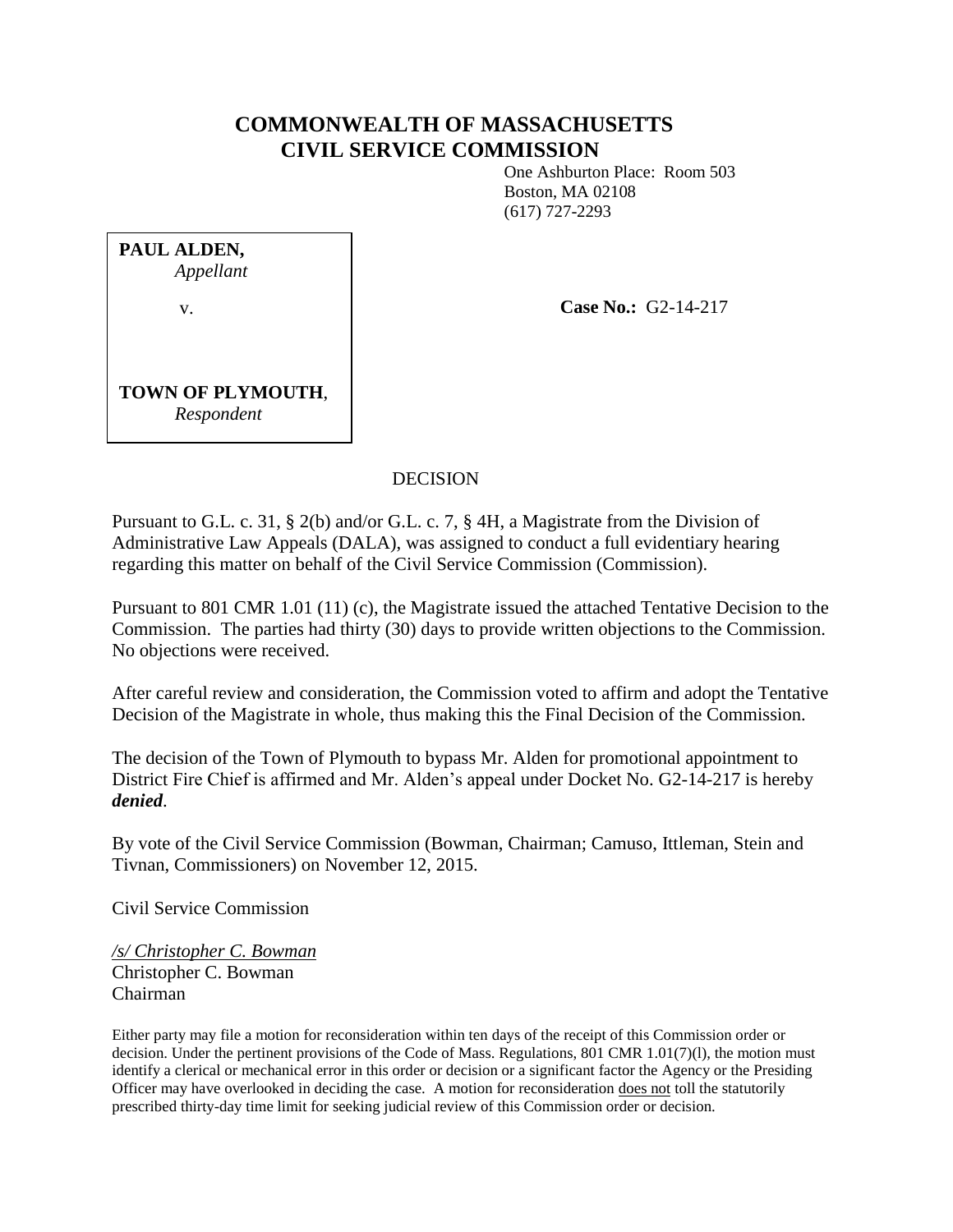# COMMONWEALTH OF MASSACHUSETTS
# CIVIL SERVICE COMMISSION

One Ashburton Place: Room 503
Boston, MA 02108
(617) 727-2293

**PAUL ALDEN,**
*Appellant*

v.

**TOWN OF PLYMOUTH**,
*Respondent*

**Case No.:** G2-14-217

DECISION

Pursuant to G.L. c. 31, § 2(b) and/or G.L. c. 7, § 4H, a Magistrate from the Division of Administrative Law Appeals (DALA), was assigned to conduct a full evidentiary hearing regarding this matter on behalf of the Civil Service Commission (Commission).

Pursuant to 801 CMR 1.01 (11) (c), the Magistrate issued the attached Tentative Decision to the Commission. The parties had thirty (30) days to provide written objections to the Commission. No objections were received.

After careful review and consideration, the Commission voted to affirm and adopt the Tentative Decision of the Magistrate in whole, thus making this the Final Decision of the Commission.

The decision of the Town of Plymouth to bypass Mr. Alden for promotional appointment to District Fire Chief is affirmed and Mr. Alden's appeal under Docket No. G2-14-217 is hereby ***denied***.

By vote of the Civil Service Commission (Bowman, Chairman; Camuso, Ittleman, Stein and Tivnan, Commissioners) on November 12, 2015.

Civil Service Commission

*/s/ Christopher C. Bowman*
Christopher C. Bowman
Chairman

Either party may file a motion for reconsideration within ten days of the receipt of this Commission order or decision. Under the pertinent provisions of the Code of Mass. Regulations, 801 CMR 1.01(7)(l), the motion must identify a clerical or mechanical error in this order or decision or a significant factor the Agency or the Presiding Officer may have overlooked in deciding the case. A motion for reconsideration does not toll the statutorily prescribed thirty-day time limit for seeking judicial review of this Commission order or decision.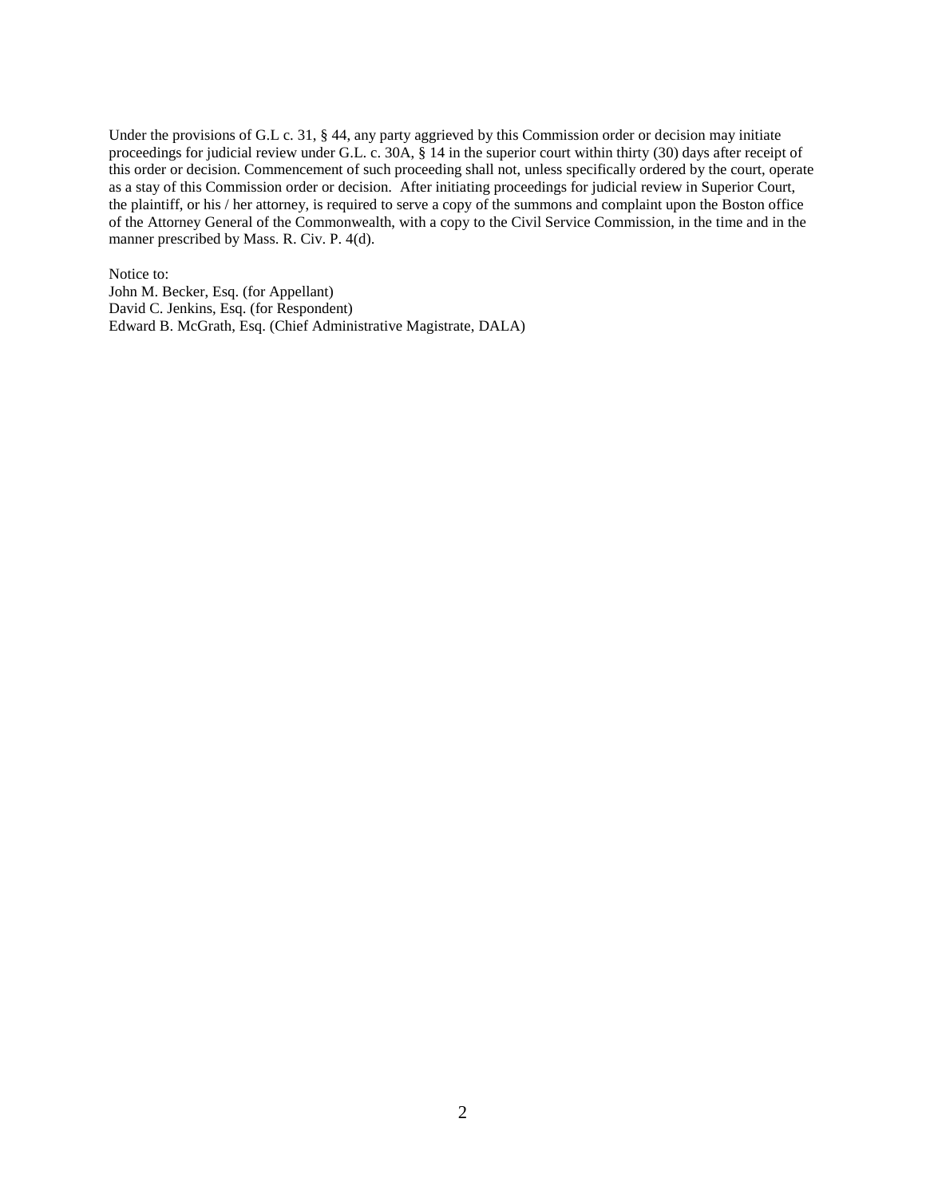Under the provisions of G.L c. 31, § 44, any party aggrieved by this Commission order or decision may initiate proceedings for judicial review under G.L. c. 30A, § 14 in the superior court within thirty (30) days after receipt of this order or decision. Commencement of such proceeding shall not, unless specifically ordered by the court, operate as a stay of this Commission order or decision. After initiating proceedings for judicial review in Superior Court, the plaintiff, or his / her attorney, is required to serve a copy of the summons and complaint upon the Boston office of the Attorney General of the Commonwealth, with a copy to the Civil Service Commission, in the time and in the manner prescribed by Mass. R. Civ. P. 4(d).

Notice to:
John M. Becker, Esq. (for Appellant)
David C. Jenkins, Esq. (for Respondent)
Edward B. McGrath, Esq. (Chief Administrative Magistrate, DALA)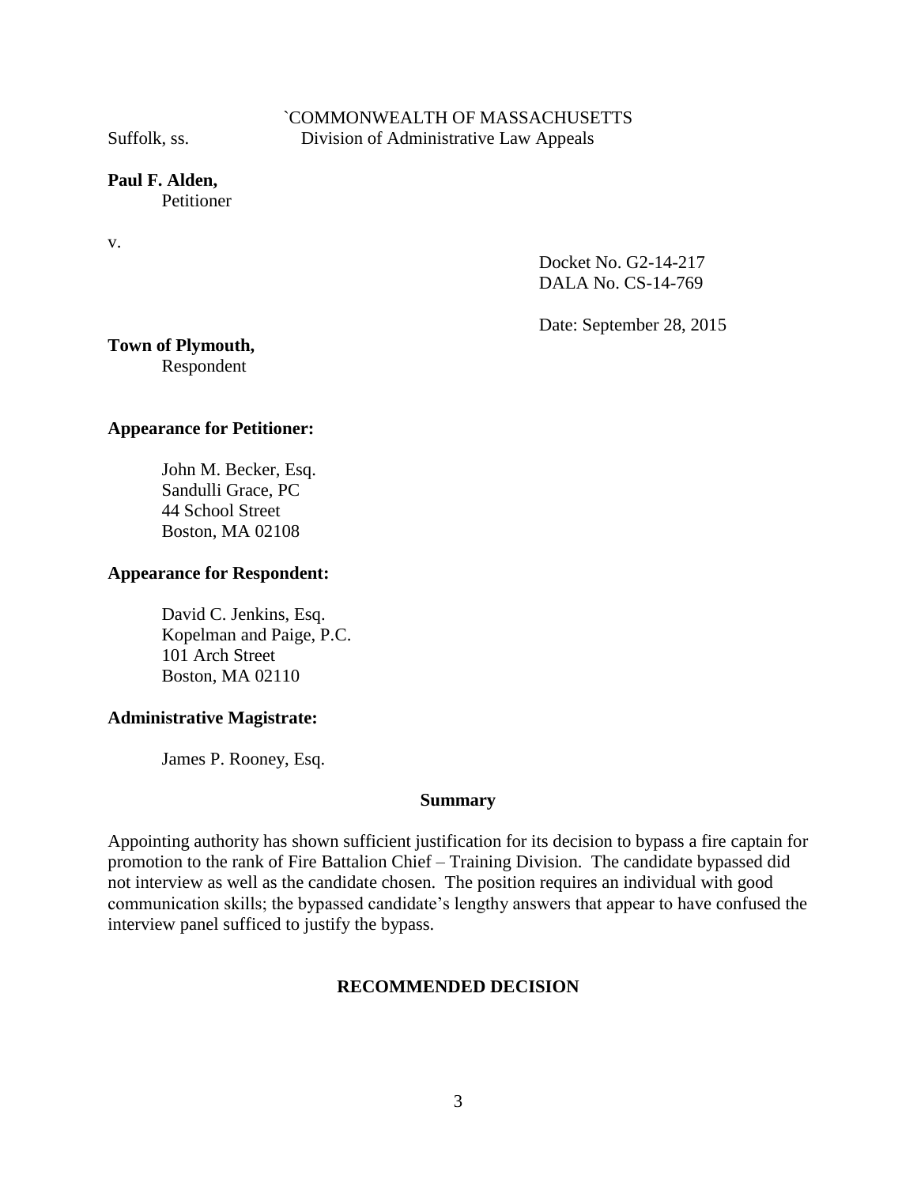`COMMONWEALTH OF MASSACHUSETTS

Suffolk, ss. Division of Administrative Law Appeals

**Paul F. Alden,**
Petitioner

v.

Docket No. G2-14-217
DALA No. CS-14-769

Date: September 28, 2015

**Town of Plymouth,**
Respondent

**Appearance for Petitioner:**

John M. Becker, Esq.
Sandulli Grace, PC
44 School Street
Boston, MA 02108

**Appearance for Respondent:**

David C. Jenkins, Esq.
Kopelman and Paige, P.C.
101 Arch Street
Boston, MA 02110

**Administrative Magistrate:**

James P. Rooney, Esq.

**Summary**

Appointing authority has shown sufficient justification for its decision to bypass a fire captain for promotion to the rank of Fire Battalion Chief – Training Division. The candidate bypassed did not interview as well as the candidate chosen. The position requires an individual with good communication skills; the bypassed candidate's lengthy answers that appear to have confused the interview panel sufficed to justify the bypass.

**RECOMMENDED DECISION**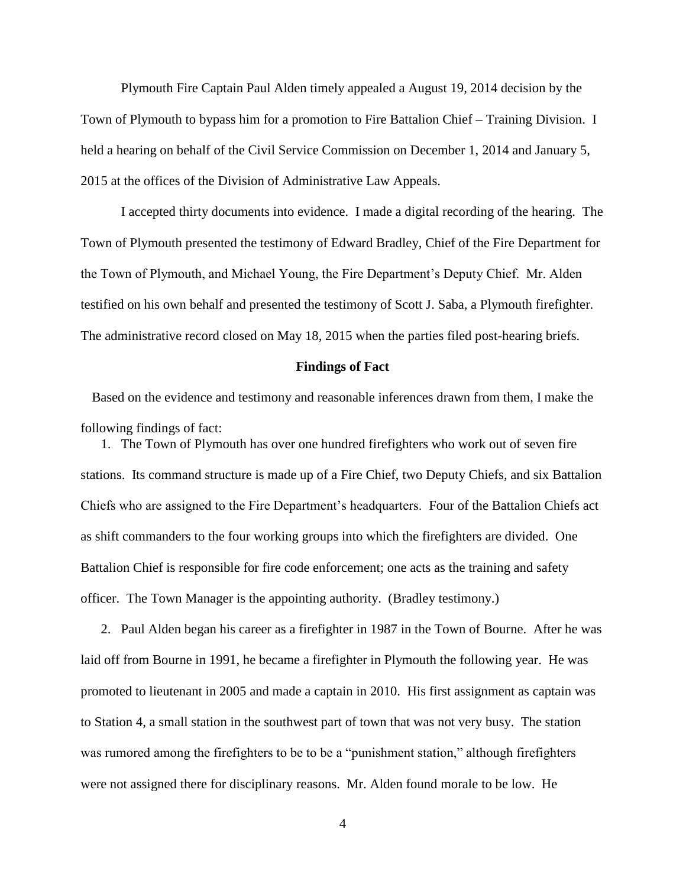Plymouth Fire Captain Paul Alden timely appealed a August 19, 2014 decision by the Town of Plymouth to bypass him for a promotion to Fire Battalion Chief – Training Division. I held a hearing on behalf of the Civil Service Commission on December 1, 2014 and January 5, 2015 at the offices of the Division of Administrative Law Appeals.

I accepted thirty documents into evidence. I made a digital recording of the hearing. The Town of Plymouth presented the testimony of Edward Bradley, Chief of the Fire Department for the Town of Plymouth, and Michael Young, the Fire Department's Deputy Chief. Mr. Alden testified on his own behalf and presented the testimony of Scott J. Saba, a Plymouth firefighter. The administrative record closed on May 18, 2015 when the parties filed post-hearing briefs.

**Findings of Fact**

Based on the evidence and testimony and reasonable inferences drawn from them, I make the following findings of fact:

1. The Town of Plymouth has over one hundred firefighters who work out of seven fire stations. Its command structure is made up of a Fire Chief, two Deputy Chiefs, and six Battalion Chiefs who are assigned to the Fire Department's headquarters. Four of the Battalion Chiefs act as shift commanders to the four working groups into which the firefighters are divided. One Battalion Chief is responsible for fire code enforcement; one acts as the training and safety officer. The Town Manager is the appointing authority. (Bradley testimony.)

2. Paul Alden began his career as a firefighter in 1987 in the Town of Bourne. After he was laid off from Bourne in 1991, he became a firefighter in Plymouth the following year. He was promoted to lieutenant in 2005 and made a captain in 2010. His first assignment as captain was to Station 4, a small station in the southwest part of town that was not very busy. The station was rumored among the firefighters to be to be a "punishment station," although firefighters were not assigned there for disciplinary reasons. Mr. Alden found morale to be low. He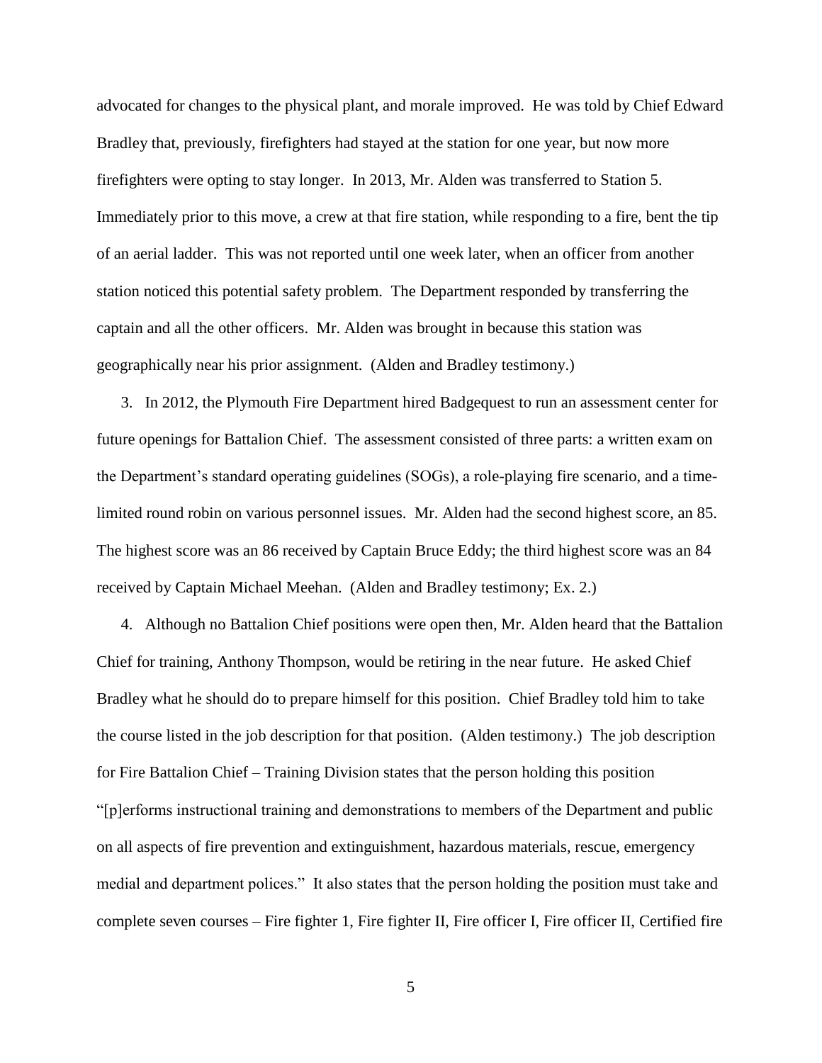advocated for changes to the physical plant, and morale improved. He was told by Chief Edward Bradley that, previously, firefighters had stayed at the station for one year, but now more firefighters were opting to stay longer. In 2013, Mr. Alden was transferred to Station 5. Immediately prior to this move, a crew at that fire station, while responding to a fire, bent the tip of an aerial ladder. This was not reported until one week later, when an officer from another station noticed this potential safety problem. The Department responded by transferring the captain and all the other officers. Mr. Alden was brought in because this station was geographically near his prior assignment. (Alden and Bradley testimony.)

3. In 2012, the Plymouth Fire Department hired Badgequest to run an assessment center for future openings for Battalion Chief. The assessment consisted of three parts: a written exam on the Department's standard operating guidelines (SOGs), a role-playing fire scenario, and a time-limited round robin on various personnel issues. Mr. Alden had the second highest score, an 85. The highest score was an 86 received by Captain Bruce Eddy; the third highest score was an 84 received by Captain Michael Meehan. (Alden and Bradley testimony; Ex. 2.)

4. Although no Battalion Chief positions were open then, Mr. Alden heard that the Battalion Chief for training, Anthony Thompson, would be retiring in the near future. He asked Chief Bradley what he should do to prepare himself for this position. Chief Bradley told him to take the course listed in the job description for that position. (Alden testimony.) The job description for Fire Battalion Chief – Training Division states that the person holding this position "[p]erforms instructional training and demonstrations to members of the Department and public on all aspects of fire prevention and extinguishment, hazardous materials, rescue, emergency medial and department polices." It also states that the person holding the position must take and complete seven courses – Fire fighter 1, Fire fighter II, Fire officer I, Fire officer II, Certified fire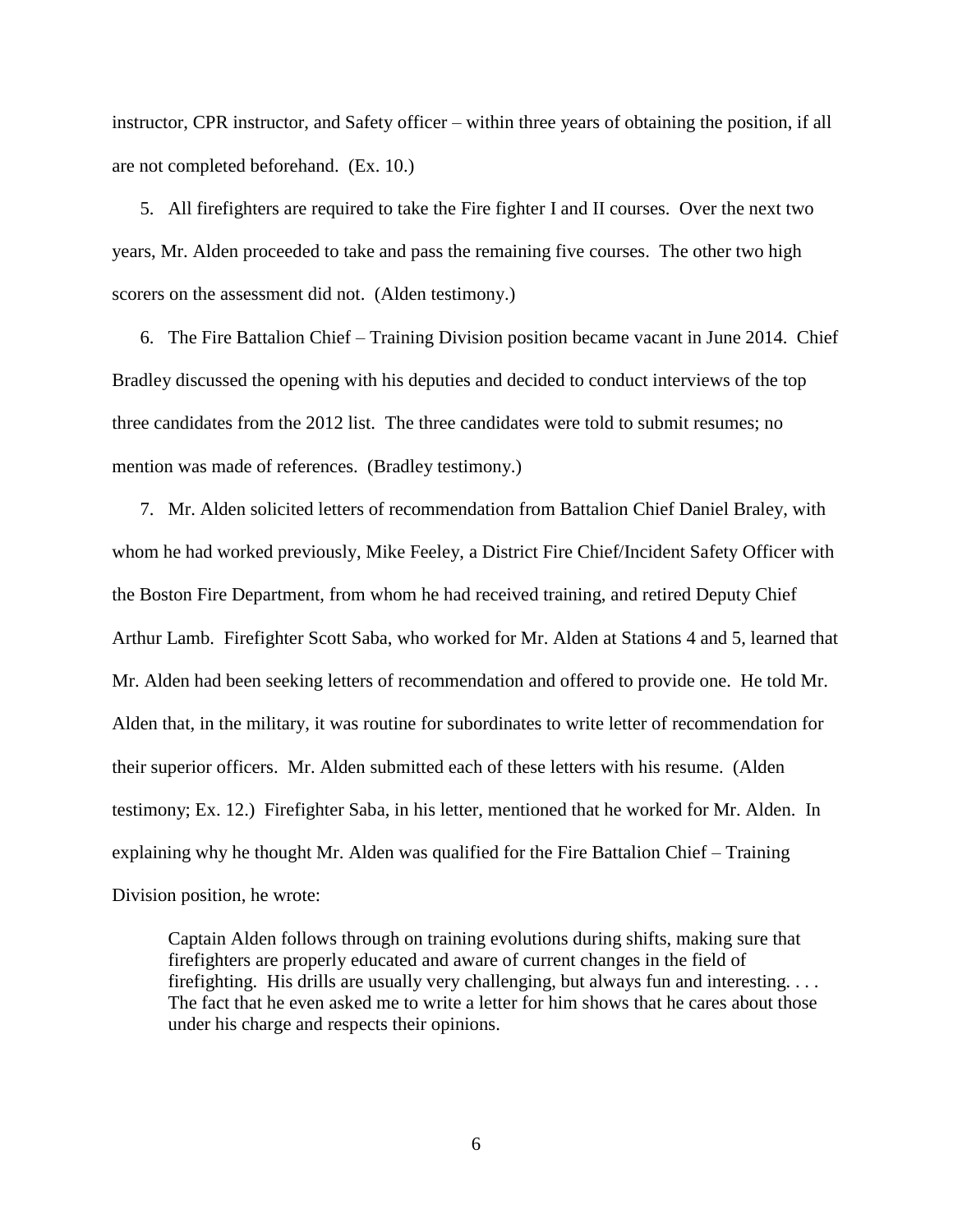instructor, CPR instructor, and Safety officer – within three years of obtaining the position, if all are not completed beforehand. (Ex. 10.)

5. All firefighters are required to take the Fire fighter I and II courses. Over the next two years, Mr. Alden proceeded to take and pass the remaining five courses. The other two high scorers on the assessment did not. (Alden testimony.)

6. The Fire Battalion Chief – Training Division position became vacant in June 2014. Chief Bradley discussed the opening with his deputies and decided to conduct interviews of the top three candidates from the 2012 list. The three candidates were told to submit resumes; no mention was made of references. (Bradley testimony.)

7. Mr. Alden solicited letters of recommendation from Battalion Chief Daniel Braley, with whom he had worked previously, Mike Feeley, a District Fire Chief/Incident Safety Officer with the Boston Fire Department, from whom he had received training, and retired Deputy Chief Arthur Lamb. Firefighter Scott Saba, who worked for Mr. Alden at Stations 4 and 5, learned that Mr. Alden had been seeking letters of recommendation and offered to provide one. He told Mr. Alden that, in the military, it was routine for subordinates to write letter of recommendation for their superior officers. Mr. Alden submitted each of these letters with his resume. (Alden testimony; Ex. 12.) Firefighter Saba, in his letter, mentioned that he worked for Mr. Alden. In explaining why he thought Mr. Alden was qualified for the Fire Battalion Chief – Training Division position, he wrote:

> Captain Alden follows through on training evolutions during shifts, making sure that firefighters are properly educated and aware of current changes in the field of firefighting. His drills are usually very challenging, but always fun and interesting. . . . The fact that he even asked me to write a letter for him shows that he cares about those under his charge and respects their opinions.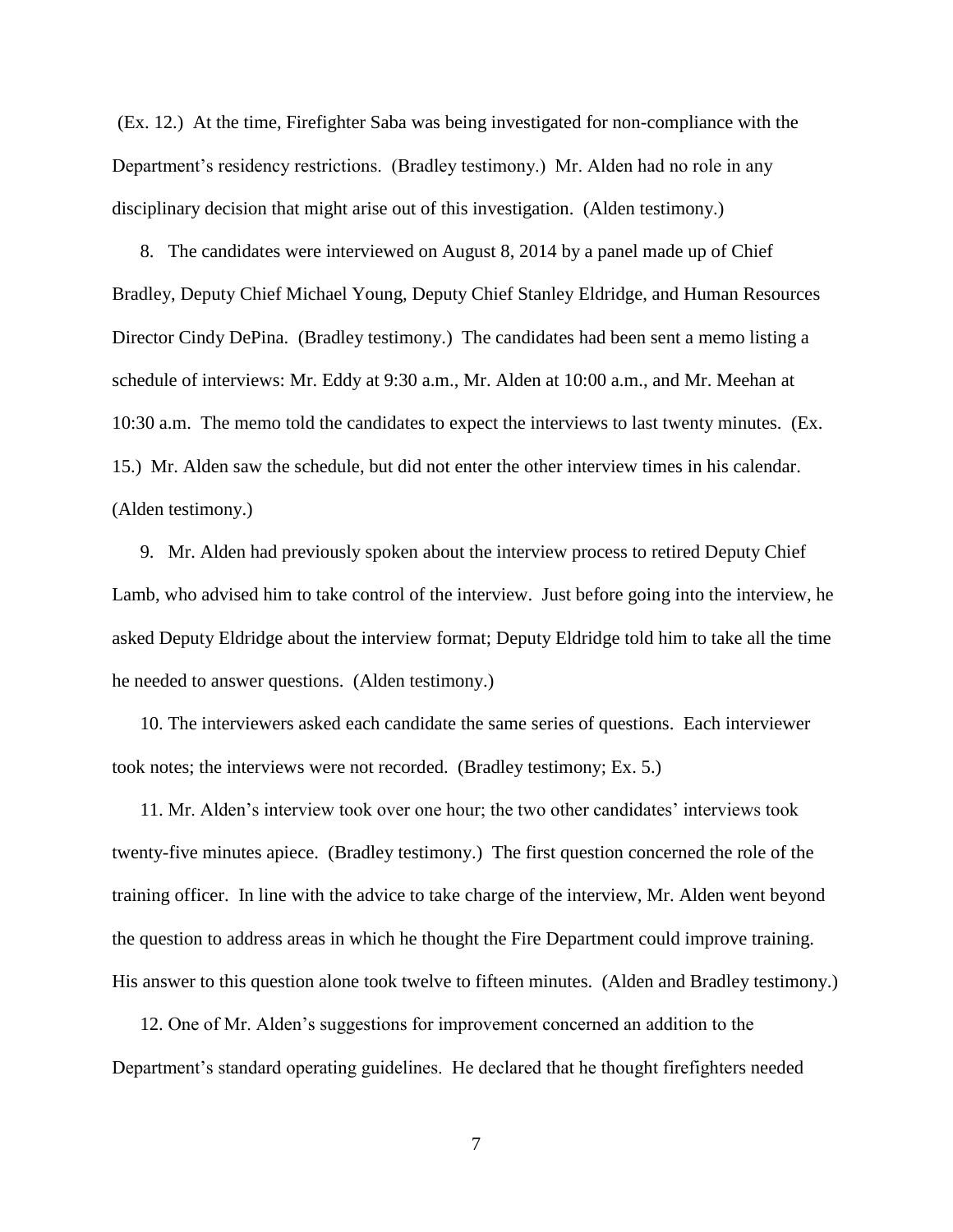(Ex. 12.) At the time, Firefighter Saba was being investigated for non-compliance with the Department's residency restrictions. (Bradley testimony.) Mr. Alden had no role in any disciplinary decision that might arise out of this investigation. (Alden testimony.)

8. The candidates were interviewed on August 8, 2014 by a panel made up of Chief Bradley, Deputy Chief Michael Young, Deputy Chief Stanley Eldridge, and Human Resources Director Cindy DePina. (Bradley testimony.) The candidates had been sent a memo listing a schedule of interviews: Mr. Eddy at 9:30 a.m., Mr. Alden at 10:00 a.m., and Mr. Meehan at 10:30 a.m. The memo told the candidates to expect the interviews to last twenty minutes. (Ex. 15.) Mr. Alden saw the schedule, but did not enter the other interview times in his calendar. (Alden testimony.)

9. Mr. Alden had previously spoken about the interview process to retired Deputy Chief Lamb, who advised him to take control of the interview. Just before going into the interview, he asked Deputy Eldridge about the interview format; Deputy Eldridge told him to take all the time he needed to answer questions. (Alden testimony.)

10. The interviewers asked each candidate the same series of questions. Each interviewer took notes; the interviews were not recorded. (Bradley testimony; Ex. 5.)

11. Mr. Alden's interview took over one hour; the two other candidates' interviews took twenty-five minutes apiece. (Bradley testimony.) The first question concerned the role of the training officer. In line with the advice to take charge of the interview, Mr. Alden went beyond the question to address areas in which he thought the Fire Department could improve training. His answer to this question alone took twelve to fifteen minutes. (Alden and Bradley testimony.)

12. One of Mr. Alden's suggestions for improvement concerned an addition to the Department's standard operating guidelines. He declared that he thought firefighters needed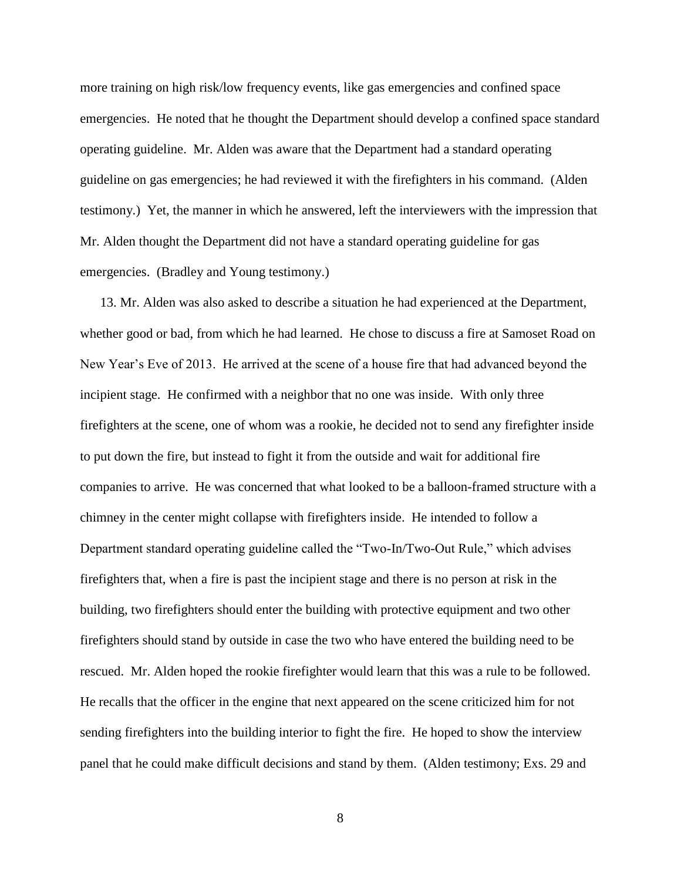more training on high risk/low frequency events, like gas emergencies and confined space emergencies. He noted that he thought the Department should develop a confined space standard operating guideline. Mr. Alden was aware that the Department had a standard operating guideline on gas emergencies; he had reviewed it with the firefighters in his command. (Alden testimony.) Yet, the manner in which he answered, left the interviewers with the impression that Mr. Alden thought the Department did not have a standard operating guideline for gas emergencies. (Bradley and Young testimony.)

13. Mr. Alden was also asked to describe a situation he had experienced at the Department, whether good or bad, from which he had learned. He chose to discuss a fire at Samoset Road on New Year's Eve of 2013. He arrived at the scene of a house fire that had advanced beyond the incipient stage. He confirmed with a neighbor that no one was inside. With only three firefighters at the scene, one of whom was a rookie, he decided not to send any firefighter inside to put down the fire, but instead to fight it from the outside and wait for additional fire companies to arrive. He was concerned that what looked to be a balloon-framed structure with a chimney in the center might collapse with firefighters inside. He intended to follow a Department standard operating guideline called the "Two-In/Two-Out Rule," which advises firefighters that, when a fire is past the incipient stage and there is no person at risk in the building, two firefighters should enter the building with protective equipment and two other firefighters should stand by outside in case the two who have entered the building need to be rescued. Mr. Alden hoped the rookie firefighter would learn that this was a rule to be followed. He recalls that the officer in the engine that next appeared on the scene criticized him for not sending firefighters into the building interior to fight the fire. He hoped to show the interview panel that he could make difficult decisions and stand by them. (Alden testimony; Exs. 29 and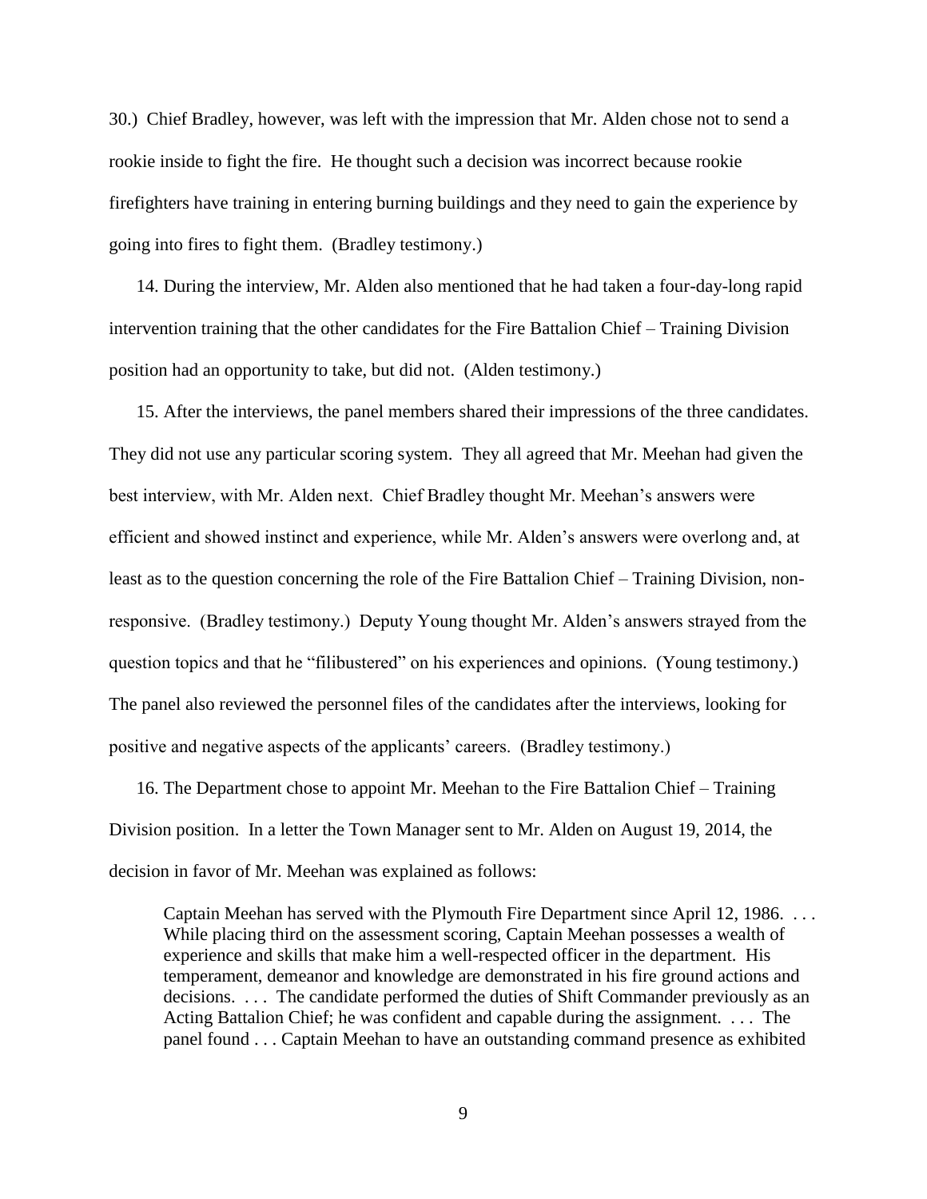30.) Chief Bradley, however, was left with the impression that Mr. Alden chose not to send a rookie inside to fight the fire. He thought such a decision was incorrect because rookie firefighters have training in entering burning buildings and they need to gain the experience by going into fires to fight them. (Bradley testimony.)

14. During the interview, Mr. Alden also mentioned that he had taken a four-day-long rapid intervention training that the other candidates for the Fire Battalion Chief – Training Division position had an opportunity to take, but did not. (Alden testimony.)

15. After the interviews, the panel members shared their impressions of the three candidates. They did not use any particular scoring system. They all agreed that Mr. Meehan had given the best interview, with Mr. Alden next. Chief Bradley thought Mr. Meehan's answers were efficient and showed instinct and experience, while Mr. Alden's answers were overlong and, at least as to the question concerning the role of the Fire Battalion Chief – Training Division, non-responsive. (Bradley testimony.) Deputy Young thought Mr. Alden's answers strayed from the question topics and that he "filibustered" on his experiences and opinions. (Young testimony.) The panel also reviewed the personnel files of the candidates after the interviews, looking for positive and negative aspects of the applicants' careers. (Bradley testimony.)

16. The Department chose to appoint Mr. Meehan to the Fire Battalion Chief – Training Division position. In a letter the Town Manager sent to Mr. Alden on August 19, 2014, the decision in favor of Mr. Meehan was explained as follows:

> Captain Meehan has served with the Plymouth Fire Department since April 12, 1986. . . . While placing third on the assessment scoring, Captain Meehan possesses a wealth of experience and skills that make him a well-respected officer in the department. His temperament, demeanor and knowledge are demonstrated in his fire ground actions and decisions. . . . The candidate performed the duties of Shift Commander previously as an Acting Battalion Chief; he was confident and capable during the assignment. . . . The panel found . . . Captain Meehan to have an outstanding command presence as exhibited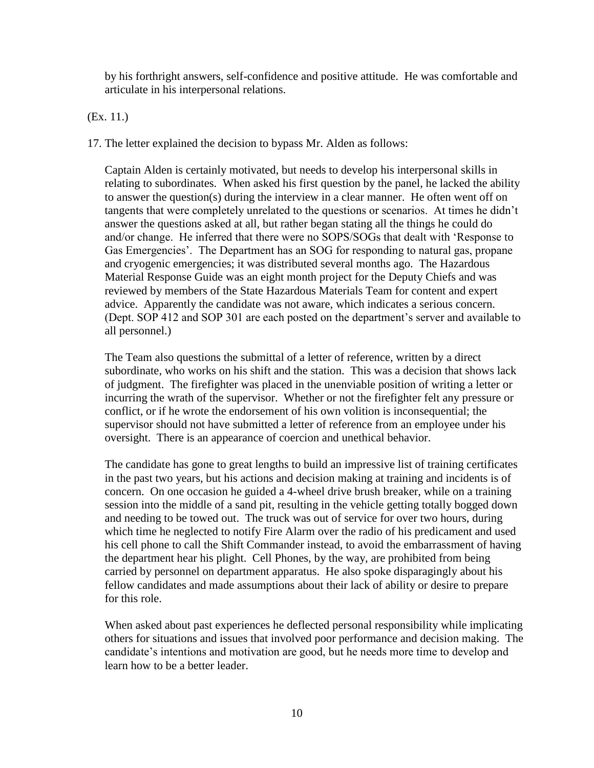by his forthright answers, self-confidence and positive attitude. He was comfortable and articulate in his interpersonal relations.

(Ex. 11.)

17. The letter explained the decision to bypass Mr. Alden as follows:

> Captain Alden is certainly motivated, but needs to develop his interpersonal skills in relating to subordinates. When asked his first question by the panel, he lacked the ability to answer the question(s) during the interview in a clear manner. He often went off on tangents that were completely unrelated to the questions or scenarios. At times he didn't answer the questions asked at all, but rather began stating all the things he could do and/or change. He inferred that there were no SOPS/SOGs that dealt with 'Response to Gas Emergencies'. The Department has an SOG for responding to natural gas, propane and cryogenic emergencies; it was distributed several months ago. The Hazardous Material Response Guide was an eight month project for the Deputy Chiefs and was reviewed by members of the State Hazardous Materials Team for content and expert advice. Apparently the candidate was not aware, which indicates a serious concern. (Dept. SOP 412 and SOP 301 are each posted on the department's server and available to all personnel.)
>
> The Team also questions the submittal of a letter of reference, written by a direct subordinate, who works on his shift and the station. This was a decision that shows lack of judgment. The firefighter was placed in the unenviable position of writing a letter or incurring the wrath of the supervisor. Whether or not the firefighter felt any pressure or conflict, or if he wrote the endorsement of his own volition is inconsequential; the supervisor should not have submitted a letter of reference from an employee under his oversight. There is an appearance of coercion and unethical behavior.
>
> The candidate has gone to great lengths to build an impressive list of training certificates in the past two years, but his actions and decision making at training and incidents is of concern. On one occasion he guided a 4-wheel drive brush breaker, while on a training session into the middle of a sand pit, resulting in the vehicle getting totally bogged down and needing to be towed out. The truck was out of service for over two hours, during which time he neglected to notify Fire Alarm over the radio of his predicament and used his cell phone to call the Shift Commander instead, to avoid the embarrassment of having the department hear his plight. Cell Phones, by the way, are prohibited from being carried by personnel on department apparatus. He also spoke disparagingly about his fellow candidates and made assumptions about their lack of ability or desire to prepare for this role.
>
> When asked about past experiences he deflected personal responsibility while implicating others for situations and issues that involved poor performance and decision making. The candidate's intentions and motivation are good, but he needs more time to develop and learn how to be a better leader.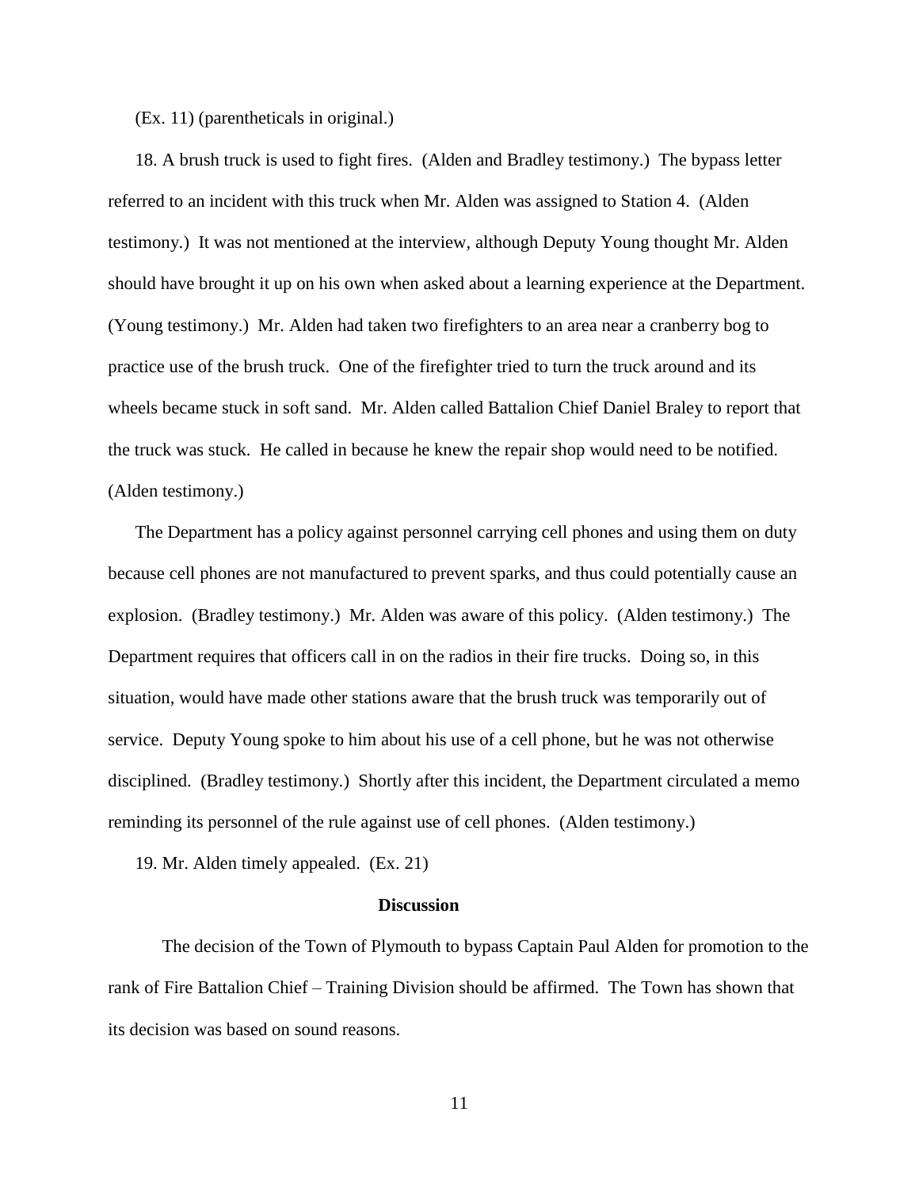(Ex. 11) (parentheticals in original.)

18. A brush truck is used to fight fires. (Alden and Bradley testimony.) The bypass letter referred to an incident with this truck when Mr. Alden was assigned to Station 4. (Alden testimony.) It was not mentioned at the interview, although Deputy Young thought Mr. Alden should have brought it up on his own when asked about a learning experience at the Department. (Young testimony.) Mr. Alden had taken two firefighters to an area near a cranberry bog to practice use of the brush truck. One of the firefighter tried to turn the truck around and its wheels became stuck in soft sand. Mr. Alden called Battalion Chief Daniel Braley to report that the truck was stuck. He called in because he knew the repair shop would need to be notified. (Alden testimony.)

The Department has a policy against personnel carrying cell phones and using them on duty because cell phones are not manufactured to prevent sparks, and thus could potentially cause an explosion. (Bradley testimony.) Mr. Alden was aware of this policy. (Alden testimony.) The Department requires that officers call in on the radios in their fire trucks. Doing so, in this situation, would have made other stations aware that the brush truck was temporarily out of service. Deputy Young spoke to him about his use of a cell phone, but he was not otherwise disciplined. (Bradley testimony.) Shortly after this incident, the Department circulated a memo reminding its personnel of the rule against use of cell phones. (Alden testimony.)

19. Mr. Alden timely appealed. (Ex. 21)

## Discussion

The decision of the Town of Plymouth to bypass Captain Paul Alden for promotion to the rank of Fire Battalion Chief – Training Division should be affirmed. The Town has shown that its decision was based on sound reasons.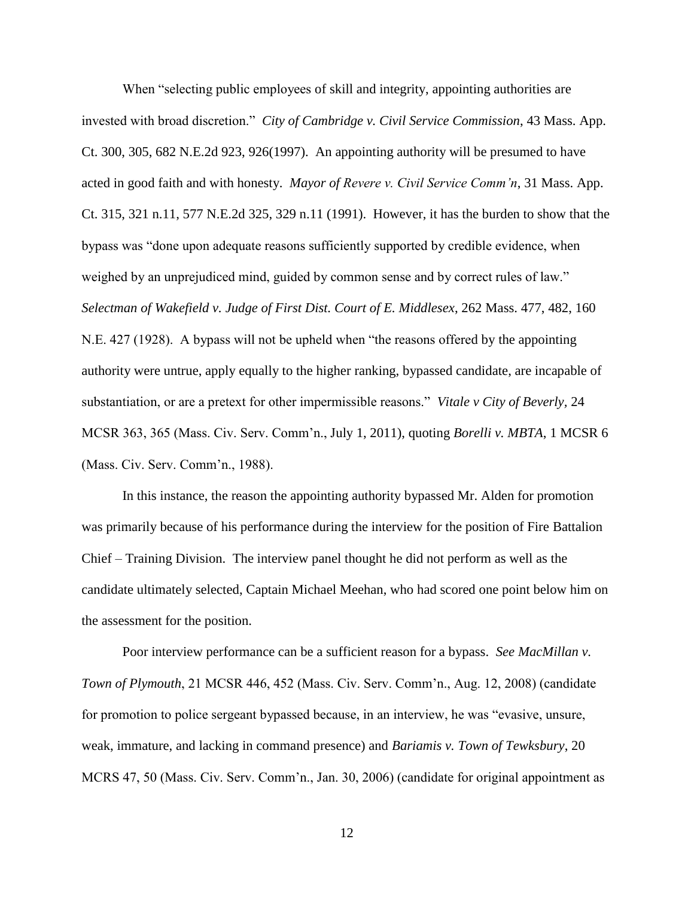When "selecting public employees of skill and integrity, appointing authorities are invested with broad discretion." *City of Cambridge v. Civil Service Commission*, 43 Mass. App. Ct. 300, 305, 682 N.E.2d 923, 926(1997). An appointing authority will be presumed to have acted in good faith and with honesty. *Mayor of Revere v. Civil Service Comm'n*, 31 Mass. App. Ct. 315, 321 n.11, 577 N.E.2d 325, 329 n.11 (1991). However, it has the burden to show that the bypass was "done upon adequate reasons sufficiently supported by credible evidence, when weighed by an unprejudiced mind, guided by common sense and by correct rules of law." *Selectman of Wakefield v. Judge of First Dist. Court of E. Middlesex*, 262 Mass. 477, 482, 160 N.E. 427 (1928). A bypass will not be upheld when "the reasons offered by the appointing authority were untrue, apply equally to the higher ranking, bypassed candidate, are incapable of substantiation, or are a pretext for other impermissible reasons." *Vitale v City of Beverly*, 24 MCSR 363, 365 (Mass. Civ. Serv. Comm'n., July 1, 2011), quoting *Borelli v. MBTA*, 1 MCSR 6 (Mass. Civ. Serv. Comm'n., 1988).

In this instance, the reason the appointing authority bypassed Mr. Alden for promotion was primarily because of his performance during the interview for the position of Fire Battalion Chief – Training Division. The interview panel thought he did not perform as well as the candidate ultimately selected, Captain Michael Meehan, who had scored one point below him on the assessment for the position.

Poor interview performance can be a sufficient reason for a bypass. *See MacMillan v. Town of Plymouth*, 21 MCSR 446, 452 (Mass. Civ. Serv. Comm'n., Aug. 12, 2008) (candidate for promotion to police sergeant bypassed because, in an interview, he was "evasive, unsure, weak, immature, and lacking in command presence) and *Bariamis v. Town of Tewksbury*, 20 MCRS 47, 50 (Mass. Civ. Serv. Comm'n., Jan. 30, 2006) (candidate for original appointment as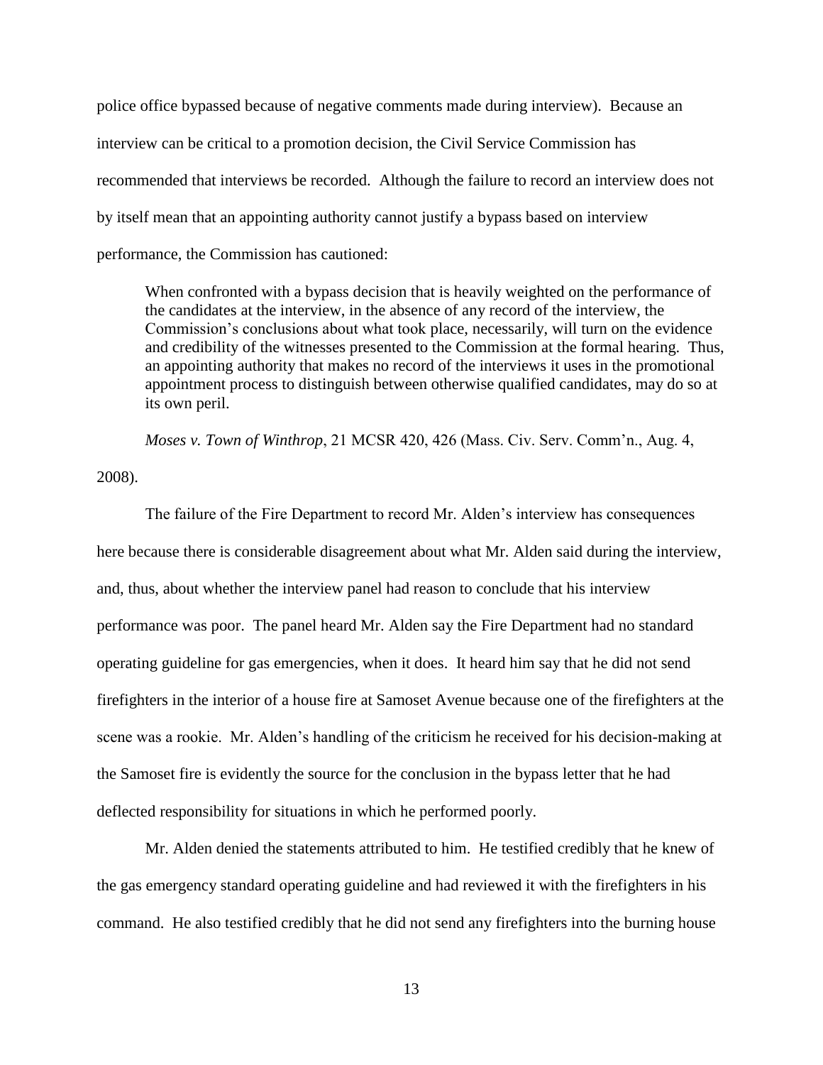police office bypassed because of negative comments made during interview). Because an interview can be critical to a promotion decision, the Civil Service Commission has recommended that interviews be recorded. Although the failure to record an interview does not by itself mean that an appointing authority cannot justify a bypass based on interview performance, the Commission has cautioned:

> When confronted with a bypass decision that is heavily weighted on the performance of the candidates at the interview, in the absence of any record of the interview, the Commission's conclusions about what took place, necessarily, will turn on the evidence and credibility of the witnesses presented to the Commission at the formal hearing. Thus, an appointing authority that makes no record of the interviews it uses in the promotional appointment process to distinguish between otherwise qualified candidates, may do so at its own peril.

*Moses v. Town of Winthrop*, 21 MCSR 420, 426 (Mass. Civ. Serv. Comm'n., Aug. 4, 2008).

The failure of the Fire Department to record Mr. Alden's interview has consequences here because there is considerable disagreement about what Mr. Alden said during the interview, and, thus, about whether the interview panel had reason to conclude that his interview performance was poor. The panel heard Mr. Alden say the Fire Department had no standard operating guideline for gas emergencies, when it does. It heard him say that he did not send firefighters in the interior of a house fire at Samoset Avenue because one of the firefighters at the scene was a rookie. Mr. Alden's handling of the criticism he received for his decision-making at the Samoset fire is evidently the source for the conclusion in the bypass letter that he had deflected responsibility for situations in which he performed poorly.

Mr. Alden denied the statements attributed to him. He testified credibly that he knew of the gas emergency standard operating guideline and had reviewed it with the firefighters in his command. He also testified credibly that he did not send any firefighters into the burning house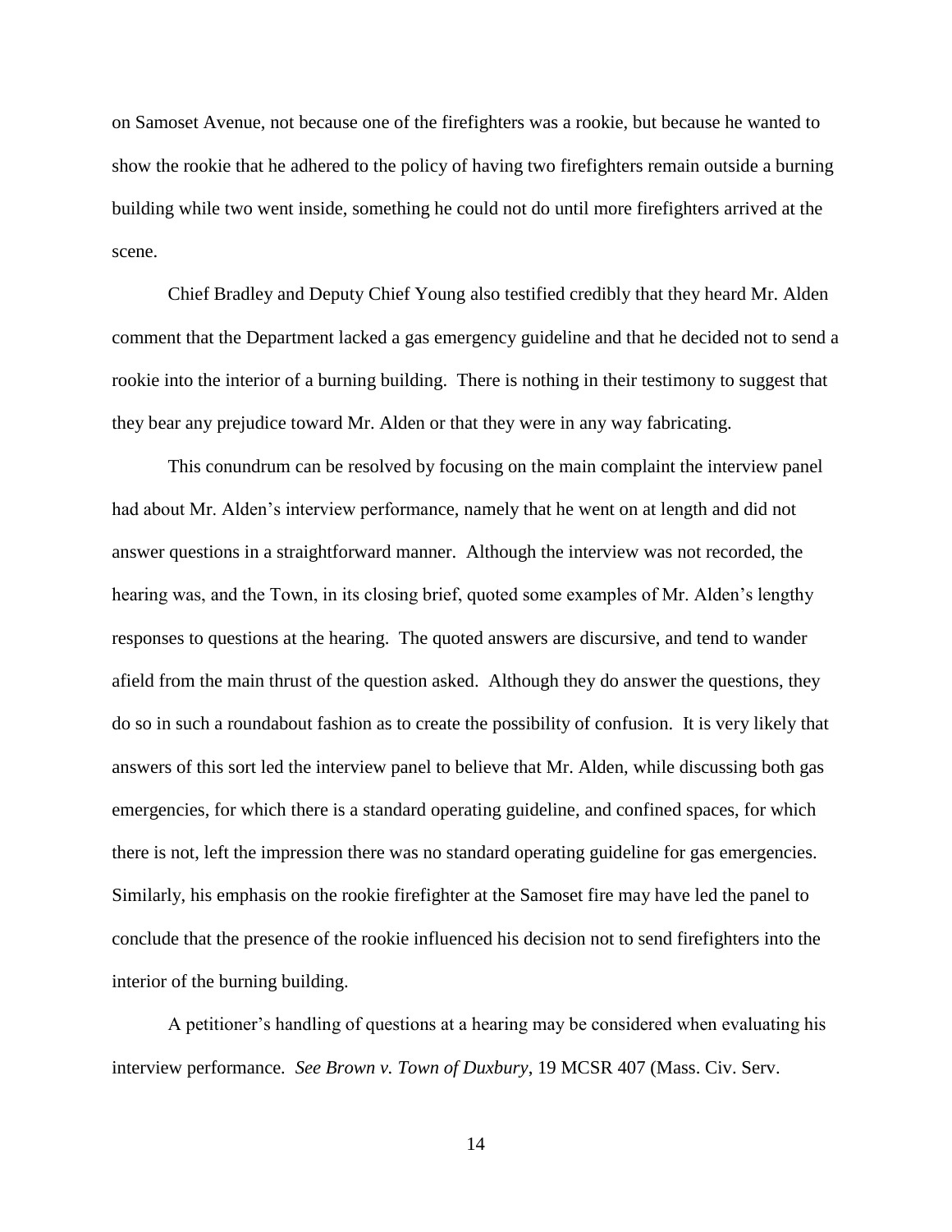on Samoset Avenue, not because one of the firefighters was a rookie, but because he wanted to show the rookie that he adhered to the policy of having two firefighters remain outside a burning building while two went inside, something he could not do until more firefighters arrived at the scene.

Chief Bradley and Deputy Chief Young also testified credibly that they heard Mr. Alden comment that the Department lacked a gas emergency guideline and that he decided not to send a rookie into the interior of a burning building. There is nothing in their testimony to suggest that they bear any prejudice toward Mr. Alden or that they were in any way fabricating.

This conundrum can be resolved by focusing on the main complaint the interview panel had about Mr. Alden's interview performance, namely that he went on at length and did not answer questions in a straightforward manner. Although the interview was not recorded, the hearing was, and the Town, in its closing brief, quoted some examples of Mr. Alden's lengthy responses to questions at the hearing. The quoted answers are discursive, and tend to wander afield from the main thrust of the question asked. Although they do answer the questions, they do so in such a roundabout fashion as to create the possibility of confusion. It is very likely that answers of this sort led the interview panel to believe that Mr. Alden, while discussing both gas emergencies, for which there is a standard operating guideline, and confined spaces, for which there is not, left the impression there was no standard operating guideline for gas emergencies. Similarly, his emphasis on the rookie firefighter at the Samoset fire may have led the panel to conclude that the presence of the rookie influenced his decision not to send firefighters into the interior of the burning building.

A petitioner's handling of questions at a hearing may be considered when evaluating his interview performance. *See Brown v. Town of Duxbury*, 19 MCSR 407 (Mass. Civ. Serv.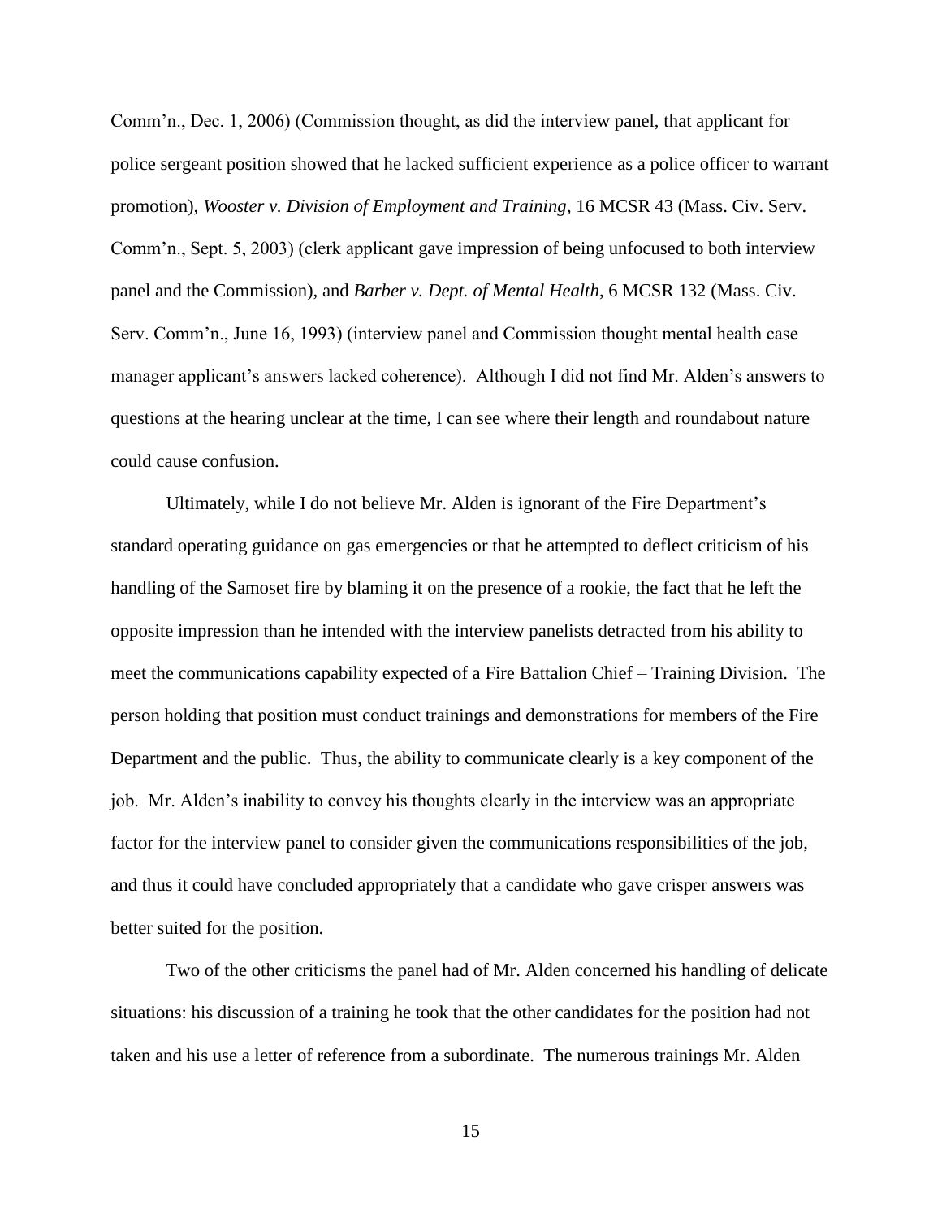Comm'n., Dec. 1, 2006) (Commission thought, as did the interview panel, that applicant for police sergeant position showed that he lacked sufficient experience as a police officer to warrant promotion), *Wooster v. Division of Employment and Training*, 16 MCSR 43 (Mass. Civ. Serv. Comm'n., Sept. 5, 2003) (clerk applicant gave impression of being unfocused to both interview panel and the Commission), and *Barber v. Dept. of Mental Health*, 6 MCSR 132 (Mass. Civ. Serv. Comm'n., June 16, 1993) (interview panel and Commission thought mental health case manager applicant's answers lacked coherence). Although I did not find Mr. Alden's answers to questions at the hearing unclear at the time, I can see where their length and roundabout nature could cause confusion.

Ultimately, while I do not believe Mr. Alden is ignorant of the Fire Department's standard operating guidance on gas emergencies or that he attempted to deflect criticism of his handling of the Samoset fire by blaming it on the presence of a rookie, the fact that he left the opposite impression than he intended with the interview panelists detracted from his ability to meet the communications capability expected of a Fire Battalion Chief – Training Division. The person holding that position must conduct trainings and demonstrations for members of the Fire Department and the public. Thus, the ability to communicate clearly is a key component of the job. Mr. Alden's inability to convey his thoughts clearly in the interview was an appropriate factor for the interview panel to consider given the communications responsibilities of the job, and thus it could have concluded appropriately that a candidate who gave crisper answers was better suited for the position.

Two of the other criticisms the panel had of Mr. Alden concerned his handling of delicate situations: his discussion of a training he took that the other candidates for the position had not taken and his use a letter of reference from a subordinate. The numerous trainings Mr. Alden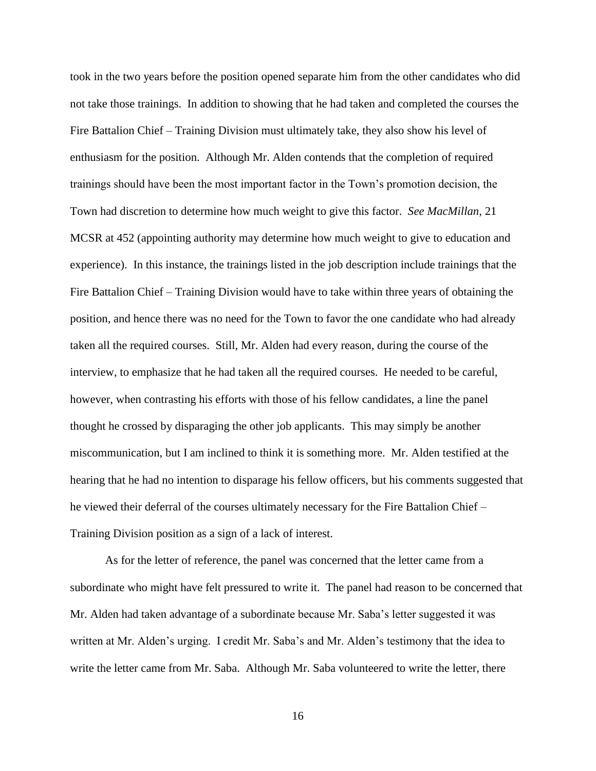took in the two years before the position opened separate him from the other candidates who did not take those trainings. In addition to showing that he had taken and completed the courses the Fire Battalion Chief – Training Division must ultimately take, they also show his level of enthusiasm for the position. Although Mr. Alden contends that the completion of required trainings should have been the most important factor in the Town's promotion decision, the Town had discretion to determine how much weight to give this factor. *See MacMillan*, 21 MCSR at 452 (appointing authority may determine how much weight to give to education and experience). In this instance, the trainings listed in the job description include trainings that the Fire Battalion Chief – Training Division would have to take within three years of obtaining the position, and hence there was no need for the Town to favor the one candidate who had already taken all the required courses. Still, Mr. Alden had every reason, during the course of the interview, to emphasize that he had taken all the required courses. He needed to be careful, however, when contrasting his efforts with those of his fellow candidates, a line the panel thought he crossed by disparaging the other job applicants. This may simply be another miscommunication, but I am inclined to think it is something more. Mr. Alden testified at the hearing that he had no intention to disparage his fellow officers, but his comments suggested that he viewed their deferral of the courses ultimately necessary for the Fire Battalion Chief – Training Division position as a sign of a lack of interest.

As for the letter of reference, the panel was concerned that the letter came from a subordinate who might have felt pressured to write it. The panel had reason to be concerned that Mr. Alden had taken advantage of a subordinate because Mr. Saba's letter suggested it was written at Mr. Alden's urging. I credit Mr. Saba's and Mr. Alden's testimony that the idea to write the letter came from Mr. Saba. Although Mr. Saba volunteered to write the letter, there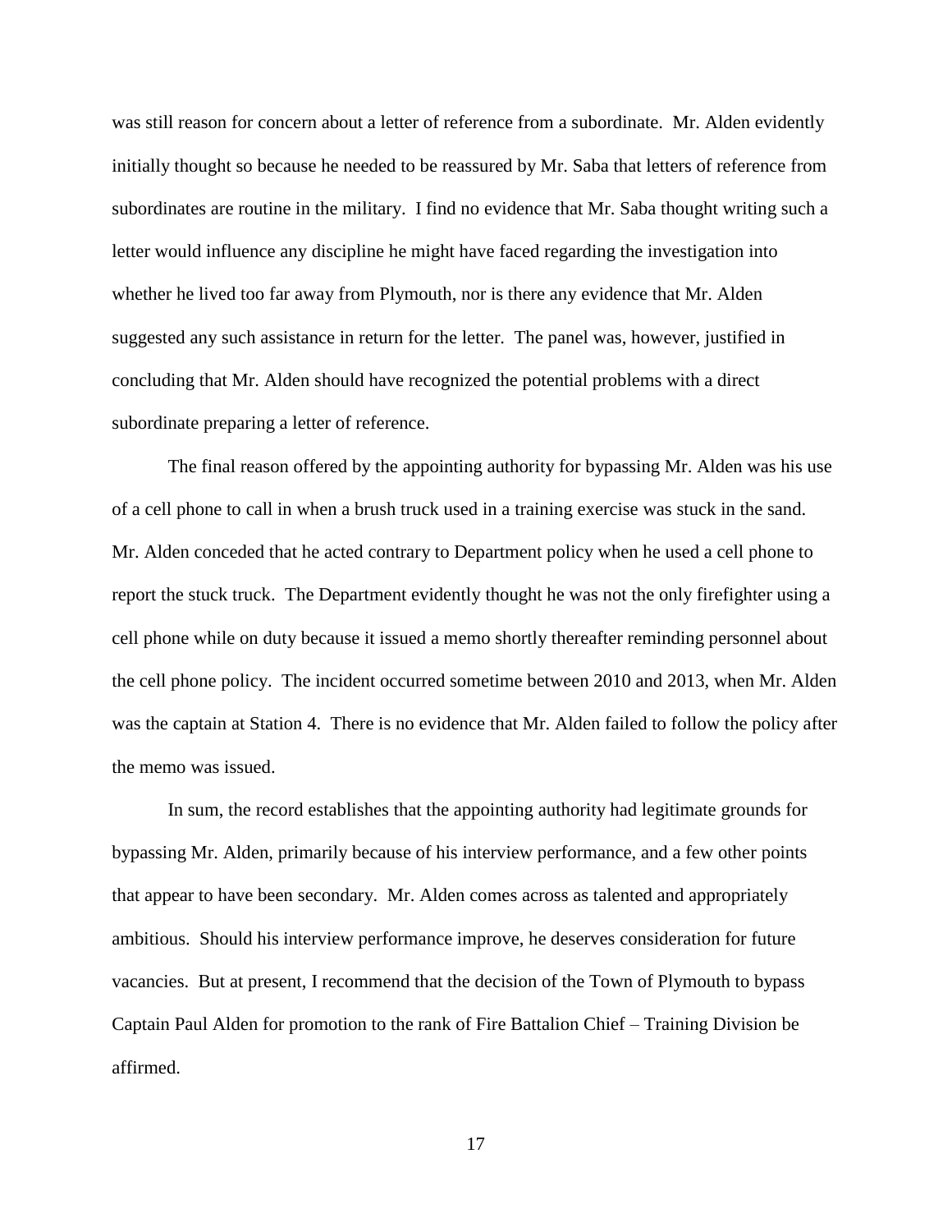was still reason for concern about a letter of reference from a subordinate. Mr. Alden evidently initially thought so because he needed to be reassured by Mr. Saba that letters of reference from subordinates are routine in the military. I find no evidence that Mr. Saba thought writing such a letter would influence any discipline he might have faced regarding the investigation into whether he lived too far away from Plymouth, nor is there any evidence that Mr. Alden suggested any such assistance in return for the letter. The panel was, however, justified in concluding that Mr. Alden should have recognized the potential problems with a direct subordinate preparing a letter of reference.

The final reason offered by the appointing authority for bypassing Mr. Alden was his use of a cell phone to call in when a brush truck used in a training exercise was stuck in the sand. Mr. Alden conceded that he acted contrary to Department policy when he used a cell phone to report the stuck truck. The Department evidently thought he was not the only firefighter using a cell phone while on duty because it issued a memo shortly thereafter reminding personnel about the cell phone policy. The incident occurred sometime between 2010 and 2013, when Mr. Alden was the captain at Station 4. There is no evidence that Mr. Alden failed to follow the policy after the memo was issued.

In sum, the record establishes that the appointing authority had legitimate grounds for bypassing Mr. Alden, primarily because of his interview performance, and a few other points that appear to have been secondary. Mr. Alden comes across as talented and appropriately ambitious. Should his interview performance improve, he deserves consideration for future vacancies. But at present, I recommend that the decision of the Town of Plymouth to bypass Captain Paul Alden for promotion to the rank of Fire Battalion Chief – Training Division be affirmed.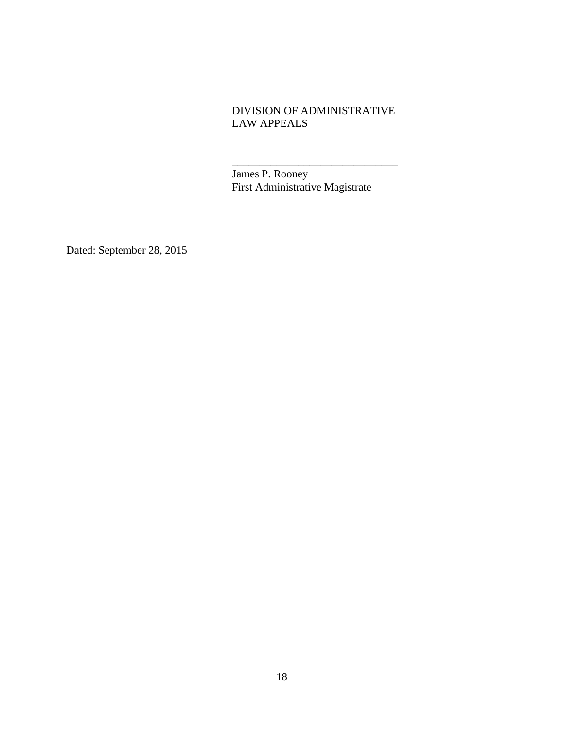DIVISION OF ADMINISTRATIVE
LAW APPEALS

\_\_\_\_\_\_\_\_\_\_\_\_\_\_\_\_\_\_\_\_\_\_\_\_\_\_\_\_\_\_\_

James P. Rooney
First Administrative Magistrate

Dated: September 28, 2015